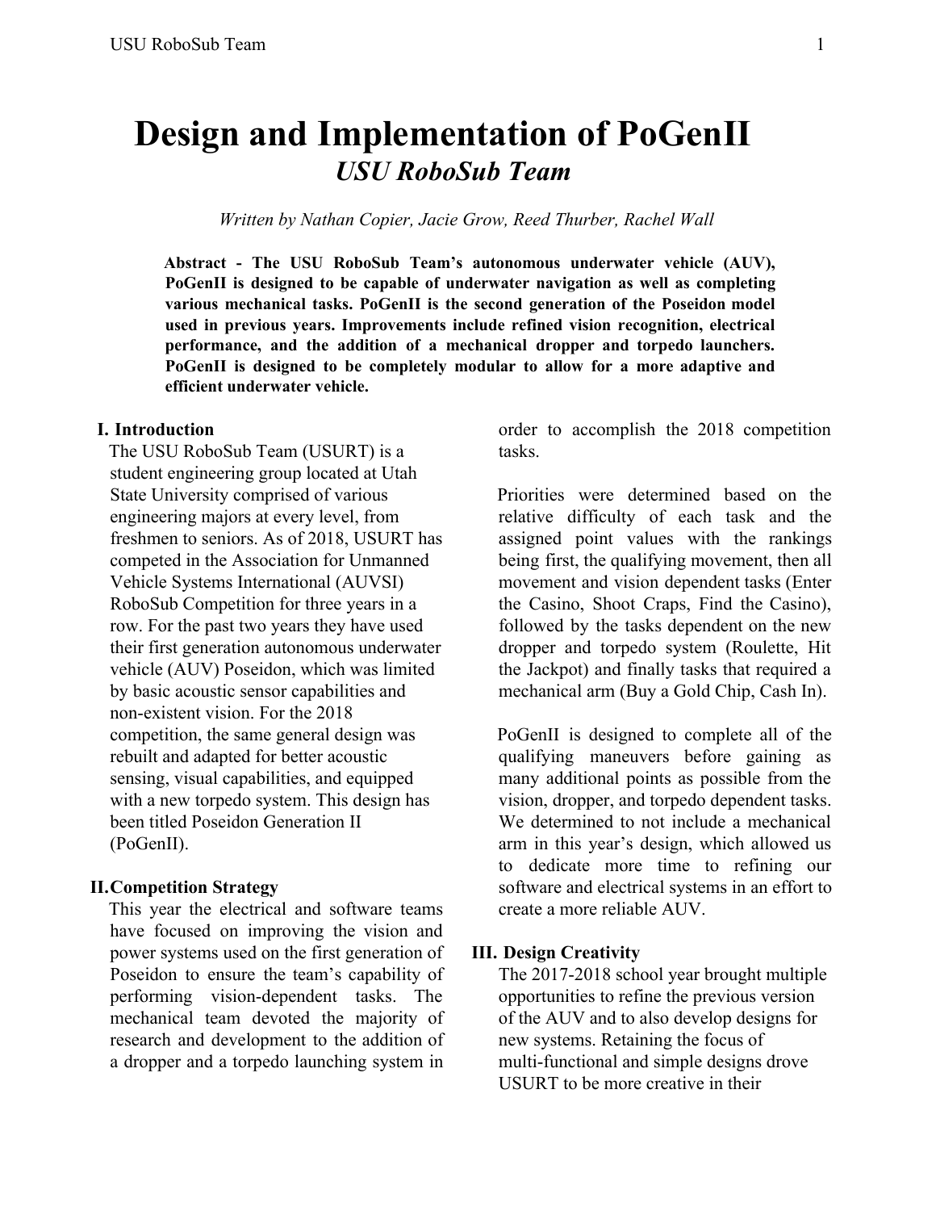# Design and Implementation of PoGenII

## *USU RoboSub Team*

*Written by Nathan Copier, Jacie Grow, Reed Thurber, Rachel Wall*

**Abstract - The USU RoboSub Team's autonomous underwater vehicle (AUV), PoGenII is designed to be capable of underwater navigation as well as completing various mechanical tasks. PoGenII is the second generation of the Poseidon model used in previous years. Improvements include refined vision recognition, electrical performance, and the addition of a mechanical dropper and torpedo launchers. PoGenII is designed to be completely modular to allow for a more adaptive and efficient underwater vehicle.**

## I. Introduction

The USU RoboSub Team (USURT) is a student engineering group located at Utah State University comprised of various engineering majors at every level, from freshmen to seniors. As of 2018, USURT has competed in the Association for Unmanned Vehicle Systems International (AUVSI) RoboSub Competition for three years in a row. For the past two years they have used their first generation autonomous underwater vehicle (AUV) Poseidon, which was limited by basic acoustic sensor capabilities and non-existent vision. For the 2018 competition, the same general design was rebuilt and adapted for better acoustic sensing, visual capabilities, and equipped with a new torpedo system. This design has been titled Poseidon Generation II (PoGenII).

## II. Competition Strategy

This year the electrical and software teams have focused on improving the vision and power systems used on the first generation of Poseidon to ensure the team's capability of performing vision-dependent tasks. The mechanical team devoted the majority of research and development to the addition of a dropper and a torpedo launching system in order to accomplish the 2018 competition tasks.

Priorities were determined based on the relative difficulty of each task and the assigned point values with the rankings being first, the qualifying movement, then all movement and vision dependent tasks (Enter the Casino, Shoot Craps, Find the Casino), followed by the tasks dependent on the new dropper and torpedo system (Roulette, Hit the Jackpot) and finally tasks that required a mechanical arm (Buy a Gold Chip, Cash In).

PoGenII is designed to complete all of the qualifying maneuvers before gaining as many additional points as possible from the vision, dropper, and torpedo dependent tasks. We determined to not include a mechanical arm in this year's design, which allowed us to dedicate more time to refining our software and electrical systems in an effort to create a more reliable AUV.

## III. Design Creativity

The 2017-2018 school year brought multiple opportunities to refine the previous version of the AUV and to also develop designs for new systems. Retaining the focus of multi-functional and simple designs drove USURT to be more creative in their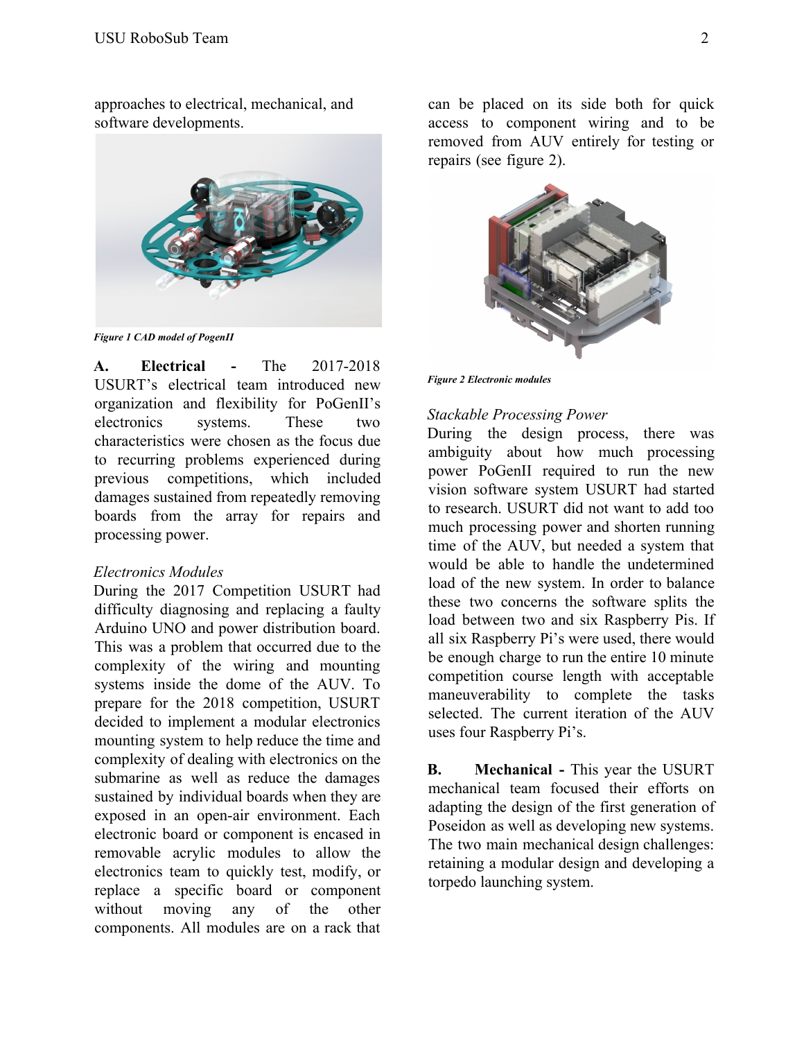approaches to electrical, mechanical, and software developments.

*Figure 1 CAD model of PogenII*

**A. Electrical -** The 2017-2018 USURT's electrical team introduced new organization and flexibility for PoGenII's electronics systems. These two characteristics were chosen as the focus due to recurring problems experienced during previous competitions, which included damages sustained from repeatedly removing boards from the array for repairs and processing power.

*Electronics Modules*

During the 2017 Competition USURT had difficulty diagnosing and replacing a faulty Arduino UNO and power distribution board. This was a problem that occurred due to the complexity of the wiring and mounting systems inside the dome of the AUV. To prepare for the 2018 competition, USURT decided to implement a modular electronics mounting system to help reduce the time and complexity of dealing with electronics on the submarine as well as reduce the damages sustained by individual boards when they are exposed in an open-air environment. Each electronic board or component is encased in removable acrylic modules to allow the electronics team to quickly test, modify, or replace a specific board or component without moving any of the other components. All modules are on a rack that can be placed on its side both for quick access to component wiring and to be removed from AUV entirely for testing or repairs (see figure 2).

*Figure 2 Electronic modules*

*Stackable Processing Power*

During the design process, there was ambiguity about how much processing power PoGenII required to run the new vision software system USURT had started to research. USURT did not want to add too much processing power and shorten running time of the AUV, but needed a system that would be able to handle the undetermined load of the new system. In order to balance these two concerns the software splits the load between two and six Raspberry Pis. If all six Raspberry Pi's were used, there would be enough charge to run the entire 10 minute competition course length with acceptable maneuverability to complete the tasks selected. The current iteration of the AUV uses four Raspberry Pi's.

**B. Mechanical -** This year the USURT mechanical team focused their efforts on adapting the design of the first generation of Poseidon as well as developing new systems. The two main mechanical design challenges: retaining a modular design and developing a torpedo launching system.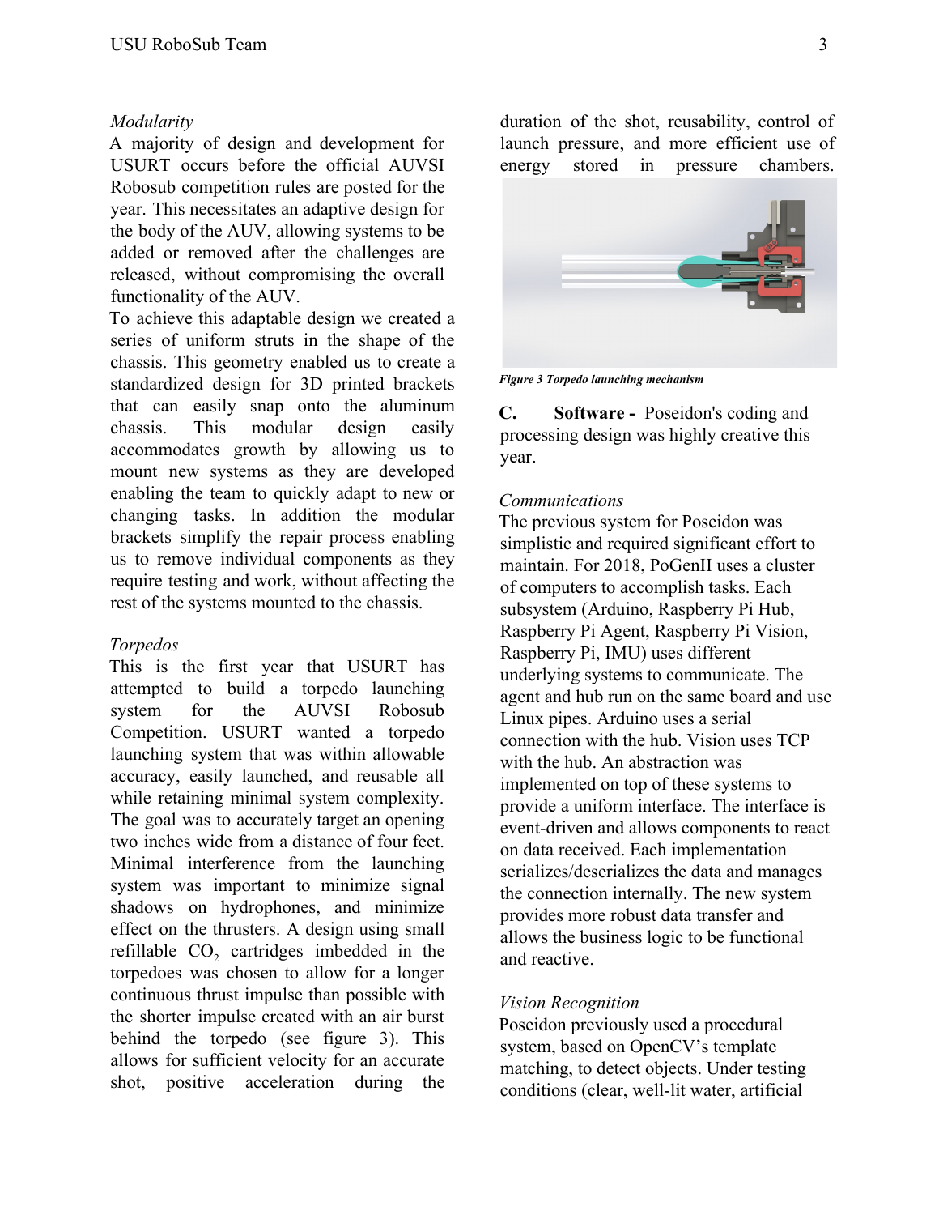*Modularity*

A majority of design and development for USURT occurs before the official AUVSI Robosub competition rules are posted for the year. This necessitates an adaptive design for the body of the AUV, allowing systems to be added or removed after the challenges are released, without compromising the overall functionality of the AUV.

To achieve this adaptable design we created a series of uniform struts in the shape of the chassis. This geometry enabled us to create a standardized design for 3D printed brackets that can easily snap onto the aluminum chassis. This modular design easily accommodates growth by allowing us to mount new systems as they are developed enabling the team to quickly adapt to new or changing tasks. In addition the modular brackets simplify the repair process enabling us to remove individual components as they require testing and work, without affecting the rest of the systems mounted to the chassis.

*Torpedos*

This is the first year that USURT has attempted to build a torpedo launching system for the AUVSI Robosub Competition. USURT wanted a torpedo launching system that was within allowable accuracy, easily launched, and reusable all while retaining minimal system complexity. The goal was to accurately target an opening two inches wide from a distance of four feet. Minimal interference from the launching system was important to minimize signal shadows on hydrophones, and minimize effect on the thrusters. A design using small refillable $CO_2$ cartridges imbedded in the torpedoes was chosen to allow for a longer continuous thrust impulse than possible with the shorter impulse created with an air burst behind the torpedo (see figure 3). This allows for sufficient velocity for an accurate shot, positive acceleration during the duration of the shot, reusability, control of launch pressure, and more efficient use of energy stored in pressure chambers.

***Figure 3 Torpedo launching mechanism***

**C. Software -** Poseidon's coding and processing design was highly creative this year.

*Communications*

The previous system for Poseidon was simplistic and required significant effort to maintain. For 2018, PoGenII uses a cluster of computers to accomplish tasks. Each subsystem (Arduino, Raspberry Pi Hub, Raspberry Pi Agent, Raspberry Pi Vision, Raspberry Pi, IMU) uses different underlying systems to communicate. The agent and hub run on the same board and use Linux pipes. Arduino uses a serial connection with the hub. Vision uses TCP with the hub. An abstraction was implemented on top of these systems to provide a uniform interface. The interface is event-driven and allows components to react on data received. Each implementation serializes/deserializes the data and manages the connection internally. The new system provides more robust data transfer and allows the business logic to be functional and reactive.

*Vision Recognition*

Poseidon previously used a procedural system, based on OpenCV's template matching, to detect objects. Under testing conditions (clear, well-lit water, artificial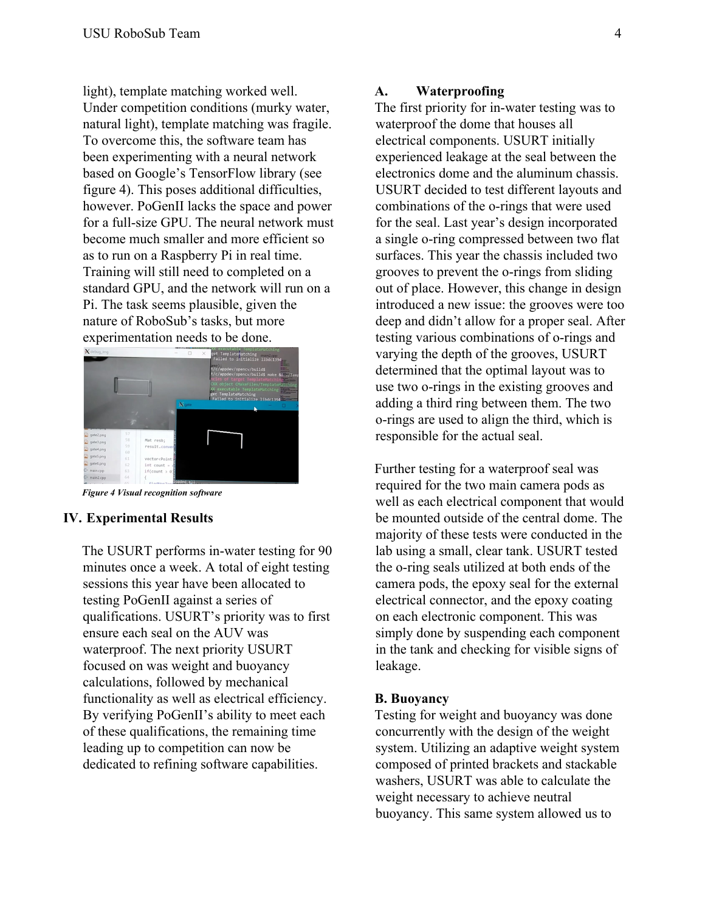light), template matching worked well. Under competition conditions (murky water, natural light), template matching was fragile. To overcome this, the software team has been experimenting with a neural network based on Google's TensorFlow library (see figure 4). This poses additional difficulties, however. PoGenII lacks the space and power for a full-size GPU. The neural network must become much smaller and more efficient so as to run on a Raspberry Pi in real time. Training will still need to completed on a standard GPU, and the network will run on a Pi. The task seems plausible, given the nature of RoboSub's tasks, but more experimentation needs to be done.

*Figure 4 Visual recognition software*

## IV. Experimental Results

The USURT performs in-water testing for 90 minutes once a week. A total of eight testing sessions this year have been allocated to testing PoGenII against a series of qualifications. USURT's priority was to first ensure each seal on the AUV was waterproof. The next priority USURT focused on was weight and buoyancy calculations, followed by mechanical functionality as well as electrical efficiency. By verifying PoGenII's ability to meet each of these qualifications, the remaining time leading up to competition can now be dedicated to refining software capabilities.

### A. Waterproofing

The first priority for in-water testing was to waterproof the dome that houses all electrical components. USURT initially experienced leakage at the seal between the electronics dome and the aluminum chassis. USURT decided to test different layouts and combinations of the o-rings that were used for the seal. Last year's design incorporated a single o-ring compressed between two flat surfaces. This year the chassis included two grooves to prevent the o-rings from sliding out of place. However, this change in design introduced a new issue: the grooves were too deep and didn't allow for a proper seal. After testing various combinations of o-rings and varying the depth of the grooves, USURT determined that the optimal layout was to use two o-rings in the existing grooves and adding a third ring between them. The two o-rings are used to align the third, which is responsible for the actual seal.

Further testing for a waterproof seal was required for the two main camera pods as well as each electrical component that would be mounted outside of the central dome. The majority of these tests were conducted in the lab using a small, clear tank. USURT tested the o-ring seals utilized at both ends of the camera pods, the epoxy seal for the external electrical connector, and the epoxy coating on each electronic component. This was simply done by suspending each component in the tank and checking for visible signs of leakage.

### B. Buoyancy

Testing for weight and buoyancy was done concurrently with the design of the weight system. Utilizing an adaptive weight system composed of printed brackets and stackable washers, USURT was able to calculate the weight necessary to achieve neutral buoyancy. This same system allowed us to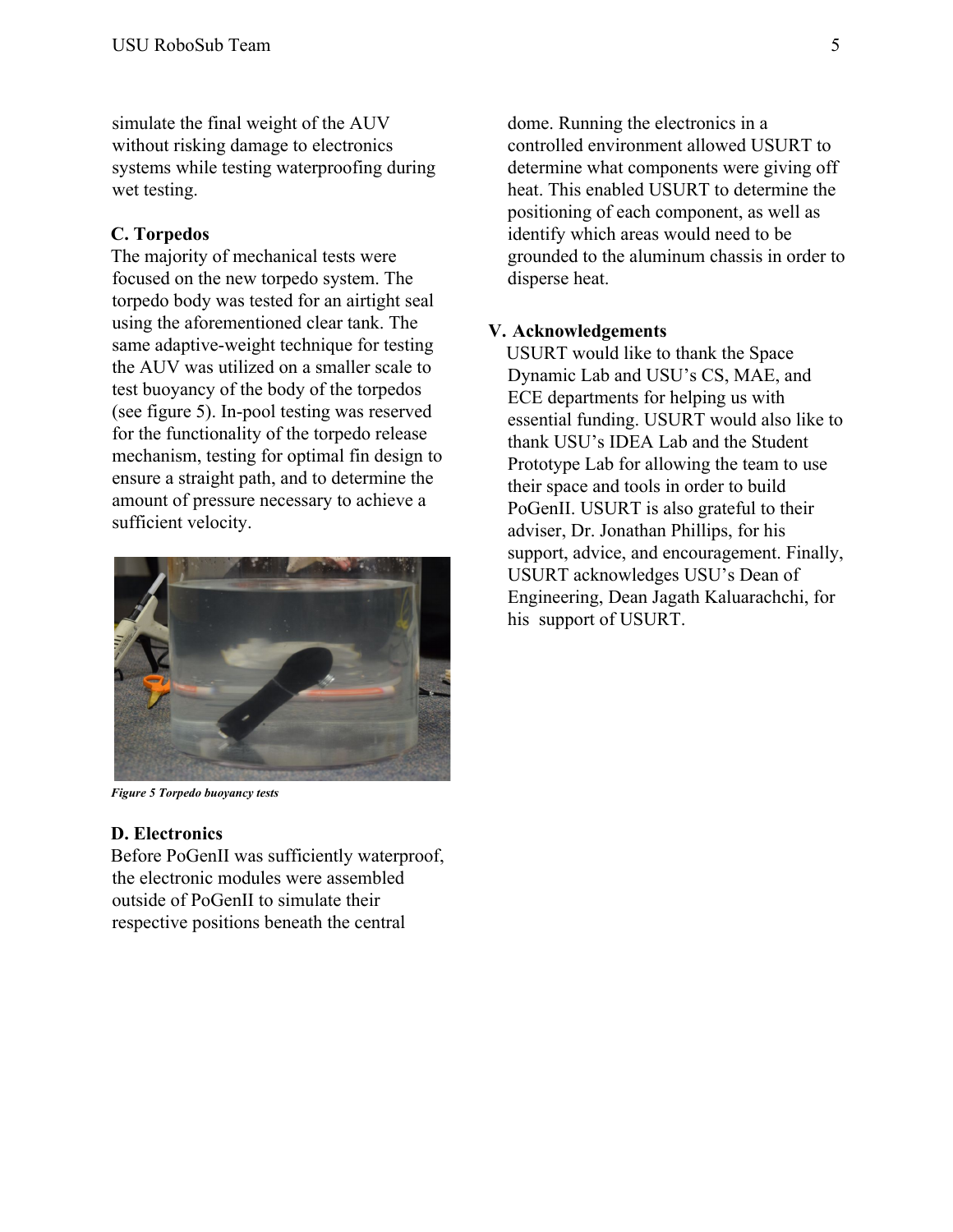simulate the final weight of the AUV without risking damage to electronics systems while testing waterproofing during wet testing.

### C. Torpedos

The majority of mechanical tests were focused on the new torpedo system. The torpedo body was tested for an airtight seal using the aforementioned clear tank. The same adaptive-weight technique for testing the AUV was utilized on a smaller scale to test buoyancy of the body of the torpedos (see figure 5). In-pool testing was reserved for the functionality of the torpedo release mechanism, testing for optimal fin design to ensure a straight path, and to determine the amount of pressure necessary to achieve a sufficient velocity.

***Figure 5 Torpedo buoyancy tests***

### D. Electronics

Before PoGenII was sufficiently waterproof, the electronic modules were assembled outside of PoGenII to simulate their respective positions beneath the central dome. Running the electronics in a controlled environment allowed USURT to determine what components were giving off heat. This enabled USURT to determine the positioning of each component, as well as identify which areas would need to be grounded to the aluminum chassis in order to disperse heat.

## V. Acknowledgements

USURT would like to thank the Space Dynamic Lab and USU's CS, MAE, and ECE departments for helping us with essential funding. USURT would also like to thank USU's IDEA Lab and the Student Prototype Lab for allowing the team to use their space and tools in order to build PoGenII. USURT is also grateful to their adviser, Dr. Jonathan Phillips, for his support, advice, and encouragement. Finally, USURT acknowledges USU's Dean of Engineering, Dean Jagath Kaluarachchi, for his support of USURT.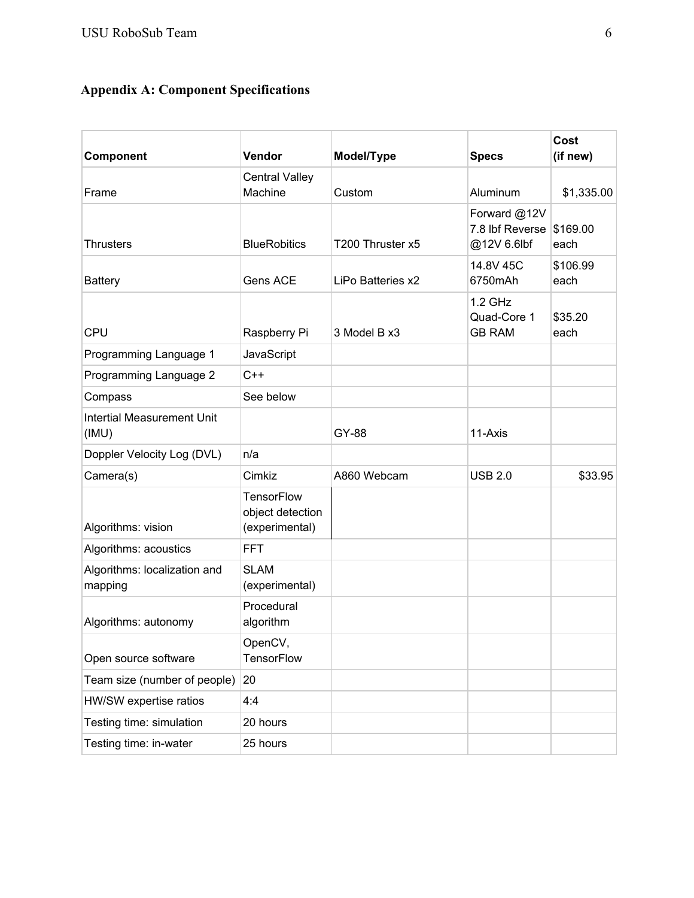## Appendix A: Component Specifications

| Component | Vendor | Model/Type | Specs | Cost (if new) |
|---|---|---|---|---|
| Frame | Central Valley Machine | Custom | Aluminum | $1,335.00 |
| Thrusters | BlueRobitics | T200 Thruster x5 | Forward @12V 7.8 lbf Reverse @12V 6.6lbf | $169.00 each |
| Battery | Gens ACE | LiPo Batteries x2 | 14.8V 45C 6750mAh | $106.99 each |
| CPU | Raspberry Pi | 3 Model B x3 | 1.2 GHz Quad-Core 1 GB RAM | $35.20 each |
| Programming Language 1 | JavaScript | | | |
| Programming Language 2 | C++ | | | |
| Compass | See below | | | |
| Intertial Measurement Unit (IMU) | | GY-88 | 11-Axis | |
| Doppler Velocity Log (DVL) | n/a | | | |
| Camera(s) | Cimkiz | A860 Webcam | USB 2.0 | $33.95 |
| Algorithms: vision | TensorFlow object detection (experimental) | | | |
| Algorithms: acoustics | FFT | | | |
| Algorithms: localization and mapping | SLAM (experimental) | | | |
| Algorithms: autonomy | Procedural algorithm | | | |
| Open source software | OpenCV, TensorFlow | | | |
| Team size (number of people) | 20 | | | |
| HW/SW expertise ratios | 4:4 | | | |
| Testing time: simulation | 20 hours | | | |
| Testing time: in-water | 25 hours | | | |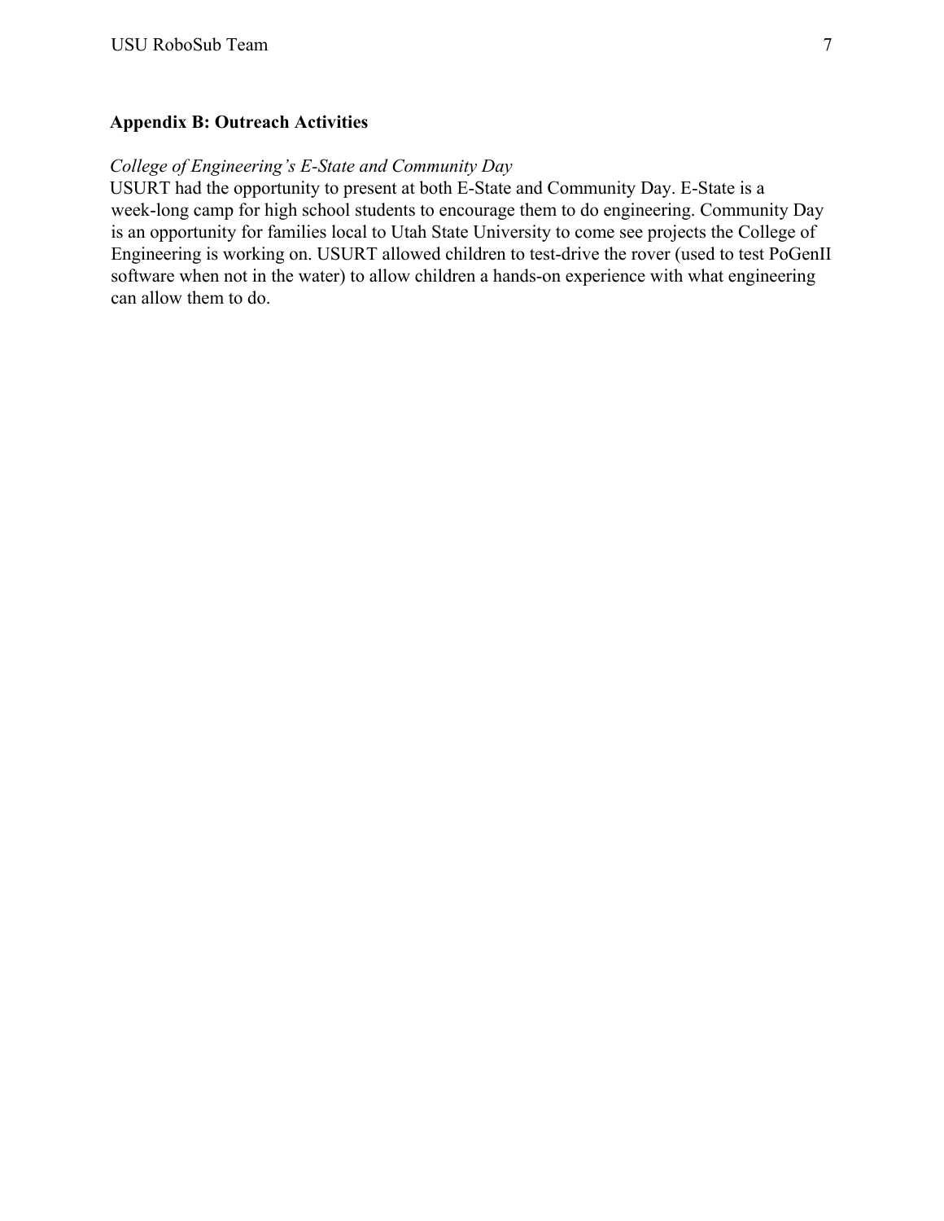## Appendix B: Outreach Activities

*College of Engineering's E-State and Community Day*

USURT had the opportunity to present at both E-State and Community Day. E-State is a week-long camp for high school students to encourage them to do engineering. Community Day is an opportunity for families local to Utah State University to come see projects the College of Engineering is working on. USURT allowed children to test-drive the rover (used to test PoGenII software when not in the water) to allow children a hands-on experience with what engineering can allow them to do.